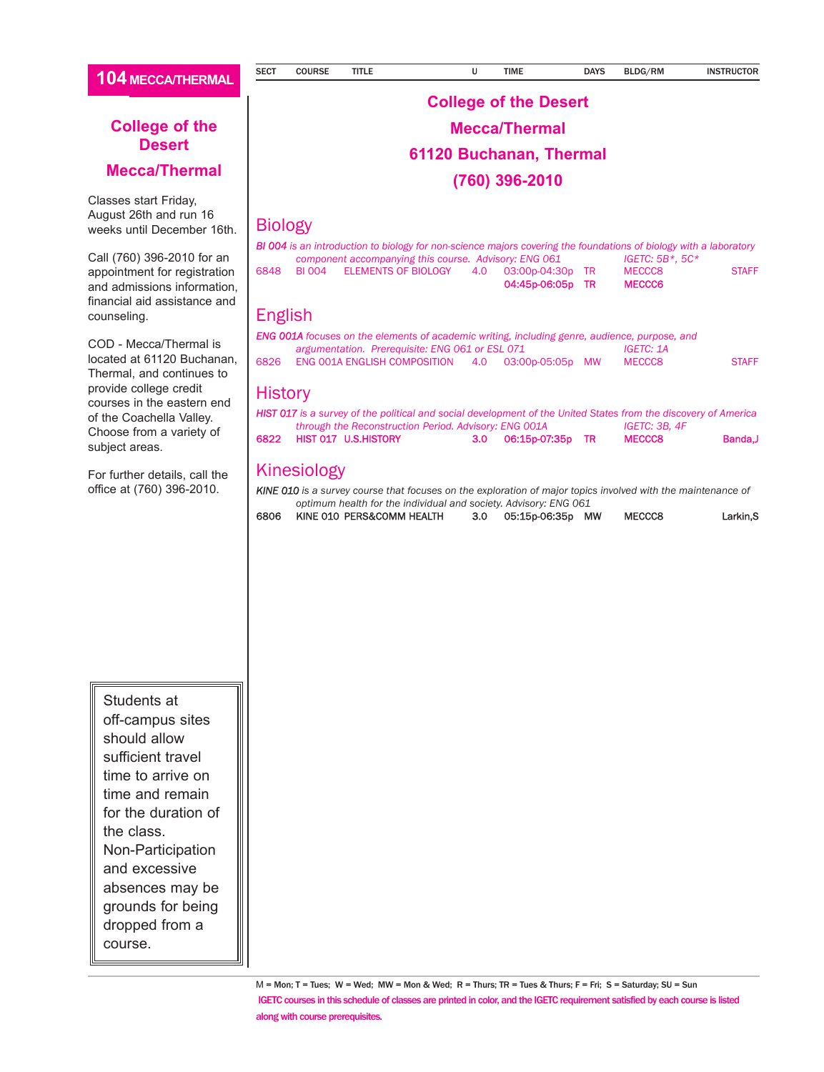## College of the Desert

## Mecca/Thermal

Classes start Friday, August 26th and run 16 weeks until December 16th.

Call (760) 396-2010 for an appointment for registration and admissions information, financial aid assistance and counseling.

COD - Mecca/Thermal is located at 61120 Buchanan, Thermal, and continues to provide college credit courses in the eastern end of the Coachella Valley. Choose from a variety of subject areas.

For further details, call the office at (760) 396-2010.

> Students at off-campus sites should allow sufficient travel time to arrive on time and remain for the duration of the class. Non-Participation and excessive absences may be grounds for being dropped from a course.

# College of the Desert
# Mecca/Thermal
# 61120 Buchanan, Thermal
# (760) 396-2010

## Biology

*BI 004 is an introduction to biology for non-science majors covering the foundations of biology with a laboratory component accompanying this course. Advisory: ENG 061 IGETC: 5B*, 5C**

| SECT | COURSE | TITLE | U | TIME | DAYS | BLDG/RM | INSTRUCTOR |
|---|---|---|---|---|---|---|---|
| 6848 | BI 004 | ELEMENTS OF BIOLOGY | 4.0 | 03:00p-04:30p | TR | MECCC8 | STAFF |
| | | | | 04:45p-06:05p | TR | MECCC6 | |

## English

*ENG 001A focuses on the elements of academic writing, including genre, audience, purpose, and argumentation. Prerequisite: ENG 061 or ESL 071 IGETC: 1A*

| SECT | COURSE | TITLE | U | TIME | DAYS | BLDG/RM | INSTRUCTOR |
|---|---|---|---|---|---|---|---|
| 6826 | ENG 001A | ENGLISH COMPOSITION | 4.0 | 03:00p-05:05p | MW | MECCC8 | STAFF |

## History

*HIST 017 is a survey of the political and social development of the United States from the discovery of America through the Reconstruction Period. Advisory: ENG 001A IGETC: 3B, 4F*

| SECT | COURSE | TITLE | U | TIME | DAYS | BLDG/RM | INSTRUCTOR |
|---|---|---|---|---|---|---|---|
| 6822 | HIST 017 | U.S.HISTORY | 3.0 | 06:15p-07:35p | TR | MECCC8 | Banda,J |

## Kinesiology

*KINE 010 is a survey course that focuses on the exploration of major topics involved with the maintenance of optimum health for the individual and society. Advisory: ENG 061*

| SECT | COURSE | TITLE | U | TIME | DAYS | BLDG/RM | INSTRUCTOR |
|---|---|---|---|---|---|---|---|
| 6806 | KINE 010 | PERS&COMM HEALTH | 3.0 | 05:15p-06:35p | MW | MECCC8 | Larkin,S |

M = Mon; T = Tues; W = Wed; MW = Mon & Wed; R = Thurs; TR = Tues & Thurs; F = Fri; S = Saturday; SU = Sun

IGETC courses in this schedule of classes are printed in color, and the IGETC requirement satisfied by each course is listed along with course prerequisites.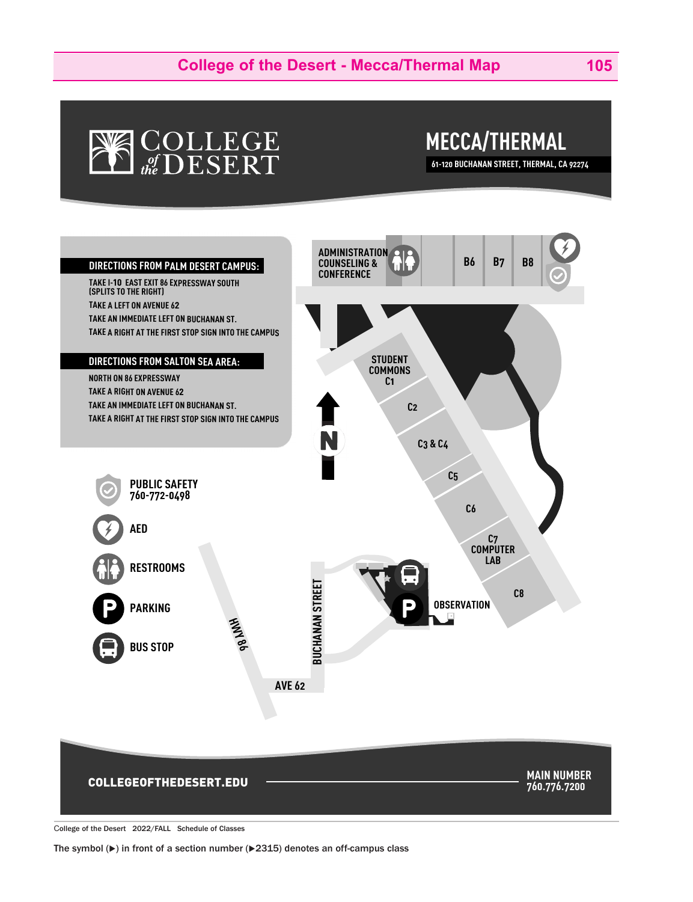# COLLEGE of the DESERT

## MECCA/THERMAL

61-120 BUCHANAN STREET, THERMAL, CA 92274

### DIRECTIONS FROM PALM DESERT CAMPUS:

TAKE I-10 EAST EXIT 86 EXPRESSWAY SOUTH (SPLITS TO THE RIGHT)

TAKE A LEFT ON AVENUE 62

TAKE AN IMMEDIATE LEFT ON BUCHANAN ST.

TAKE A RIGHT AT THE FIRST STOP SIGN INTO THE CAMPUS

### DIRECTIONS FROM SALTON SEA AREA:

NORTH ON 86 EXPRESSWAY

TAKE A RIGHT ON AVENUE 62

TAKE AN IMMEDIATE LEFT ON BUCHANAN ST.

TAKE A RIGHT AT THE FIRST STOP SIGN INTO THE CAMPUS

ADMINISTRATION COUNSELING & CONFERENCE

B6

B7

B8

STUDENT COMMONS C1

C2

C3 & C4

C5

C6

C7 COMPUTER LAB

C8

OBSERVATION

N

BUCHANAN STREET

HWY 86

AVE 62

PUBLIC SAFETY 760-772-0498

AED

RESTROOMS

PARKING

BUS STOP

COLLEGEOFTHEDESERT.EDU

MAIN NUMBER 760.776.7200

College of the Desert 2022/FALL Schedule of Classes

The symbol (▶) in front of a section number (▶2315) denotes an off-campus class